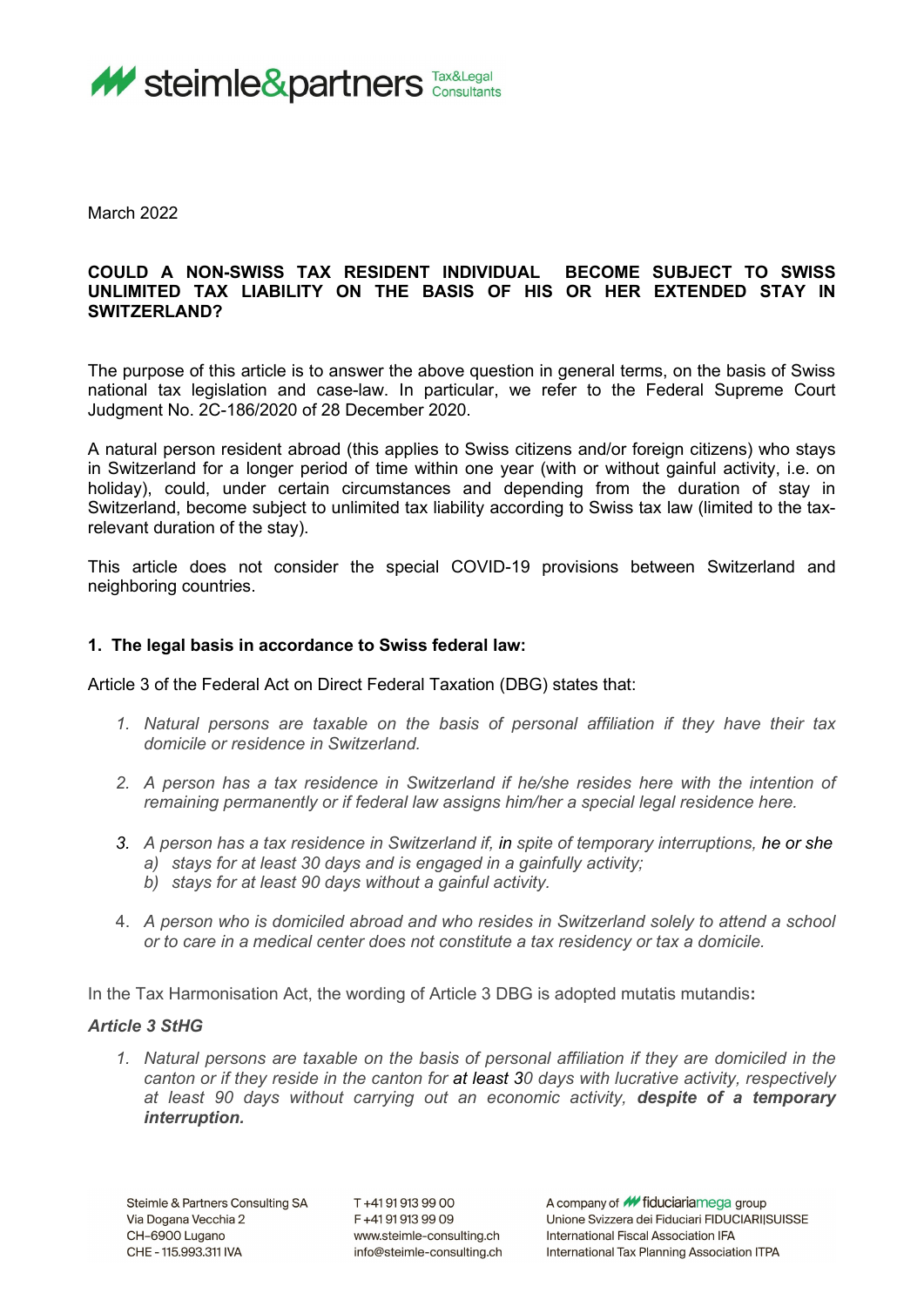March 2022

**COULD A NON-SWISS TAX RESIDENT INDIVIDUAL BECOME SUBJECT TO SWISS UNLIMITED TAX LIABILITY ON THE BASIS OF HIS OR HER EXTENDED STAY IN SWITZERLAND?**

The purpose of this article is to answer the above question in general terms, on the basis of Swiss national tax legislation and case-law. In particular, we refer to the Federal Supreme Court Judgment No. 2C-186/2020 of 28 December 2020.

A natural person resident abroad (this applies to Swiss citizens and/or foreign citizens) who stays in Switzerland for a longer period of time within one year (with or without gainful activity, i.e. on holiday), could, under certain circumstances and depending from the duration of stay in Switzerland, become subject to unlimited tax liability according to Swiss tax law (limited to the tax-relevant duration of the stay).

This article does not consider the special COVID-19 provisions between Switzerland and neighboring countries.

## 1. The legal basis in accordance to Swiss federal law:

Article 3 of the Federal Act on Direct Federal Taxation (DBG) states that:

1. *Natural persons are taxable on the basis of personal affiliation if they have their tax domicile or residence in Switzerland.*
2. *A person has a tax residence in Switzerland if he/she resides here with the intention of remaining permanently or if federal law assigns him/her a special legal residence here.*
3. *A person has a tax residence in Switzerland if, in spite of temporary interruptions, he or she*
   a) *stays for at least 30 days and is engaged in a gainfully activity;*
   b) *stays for at least 90 days without a gainful activity.*
4. *A person who is domiciled abroad and who resides in Switzerland solely to attend a school or to care in a medical center does not constitute a tax residency or tax a domicile.*

In the Tax Harmonisation Act, the wording of Article 3 DBG is adopted mutatis mutandis**:**

***Article 3 StHG***

1. *Natural persons are taxable on the basis of personal affiliation if they are domiciled in the canton or if they reside in the canton for at least 30 days with lucrative activity, respectively at least 90 days without carrying out an economic activity,* ***despite of a temporary interruption.***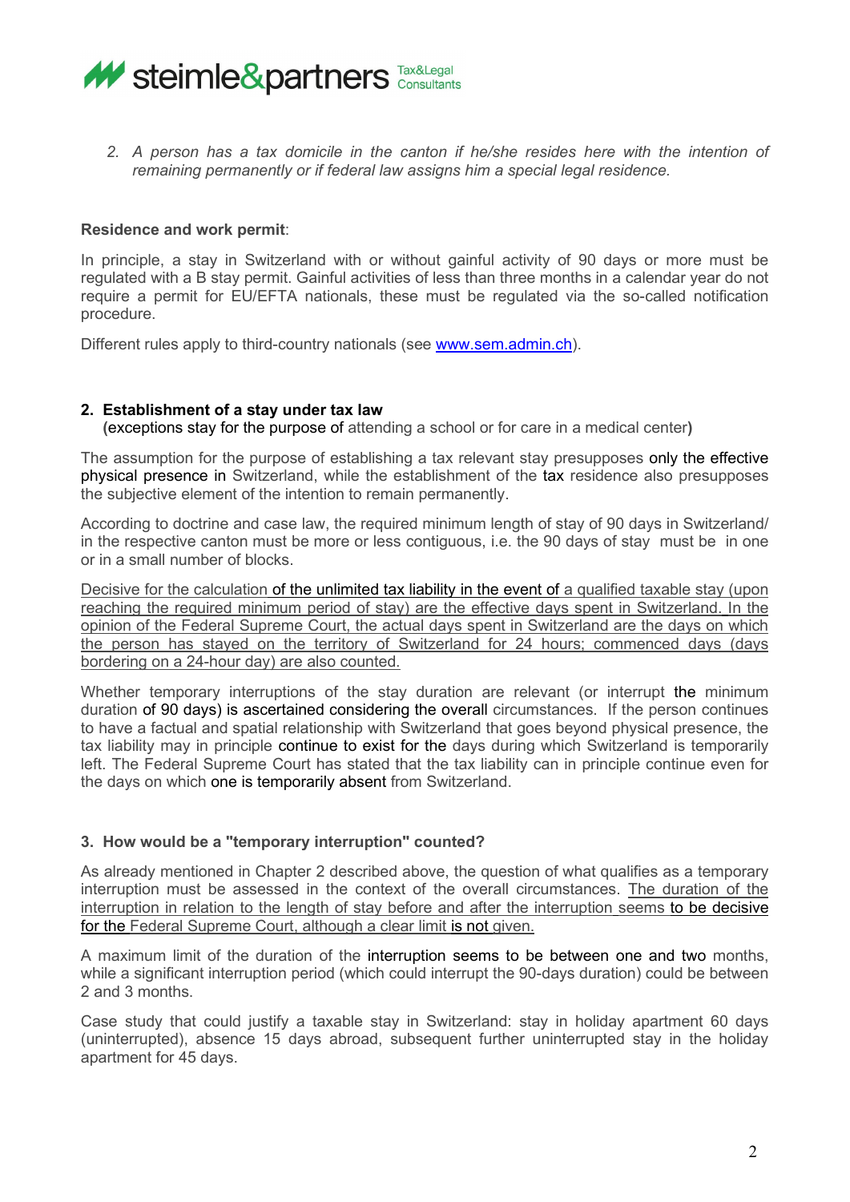2. *A person has a tax domicile in the canton if he/she resides here with the intention of remaining permanently or if federal law assigns him a special legal residence.*

**Residence and work permit**:

In principle, a stay in Switzerland with or without gainful activity of 90 days or more must be regulated with a B stay permit. Gainful activities of less than three months in a calendar year do not require a permit for EU/EFTA nationals, these must be regulated via the so-called notification procedure.

Different rules apply to third-country nationals (see [www.sem.admin.ch](http://www.sem.admin.ch)).

## 2. Establishment of a stay under tax law

(exceptions stay for the purpose of attending a school or for care in a medical center)

The assumption for the purpose of establishing a tax relevant stay presupposes only the effective physical presence in Switzerland, while the establishment of the tax residence also presupposes the subjective element of the intention to remain permanently.

According to doctrine and case law, the required minimum length of stay of 90 days in Switzerland/ in the respective canton must be more or less contiguous, i.e. the 90 days of stay must be in one or in a small number of blocks.

<u>Decisive for the calculation of the unlimited tax liability in the event of a qualified taxable stay (upon reaching the required minimum period of stay) are the effective days spent in Switzerland. In the opinion of the Federal Supreme Court, the actual days spent in Switzerland are the days on which the person has stayed on the territory of Switzerland for 24 hours; commenced days (days bordering on a 24-hour day) are also counted.</u>

Whether temporary interruptions of the stay duration are relevant (or interrupt the minimum duration of 90 days) is ascertained considering the overall circumstances. If the person continues to have a factual and spatial relationship with Switzerland that goes beyond physical presence, the tax liability may in principle continue to exist for the days during which Switzerland is temporarily left. The Federal Supreme Court has stated that the tax liability can in principle continue even for the days on which one is temporarily absent from Switzerland.

## 3. How would be a "temporary interruption" counted?

As already mentioned in Chapter 2 described above, the question of what qualifies as a temporary interruption must be assessed in the context of the overall circumstances. <u>The duration of the interruption in relation to the length of stay before and after the interruption seems to be decisive for the Federal Supreme Court, although a clear limit is not given.</u>

A maximum limit of the duration of the interruption seems to be between one and two months, while a significant interruption period (which could interrupt the 90-days duration) could be between 2 and 3 months.

Case study that could justify a taxable stay in Switzerland: stay in holiday apartment 60 days (uninterrupted), absence 15 days abroad, subsequent further uninterrupted stay in the holiday apartment for 45 days.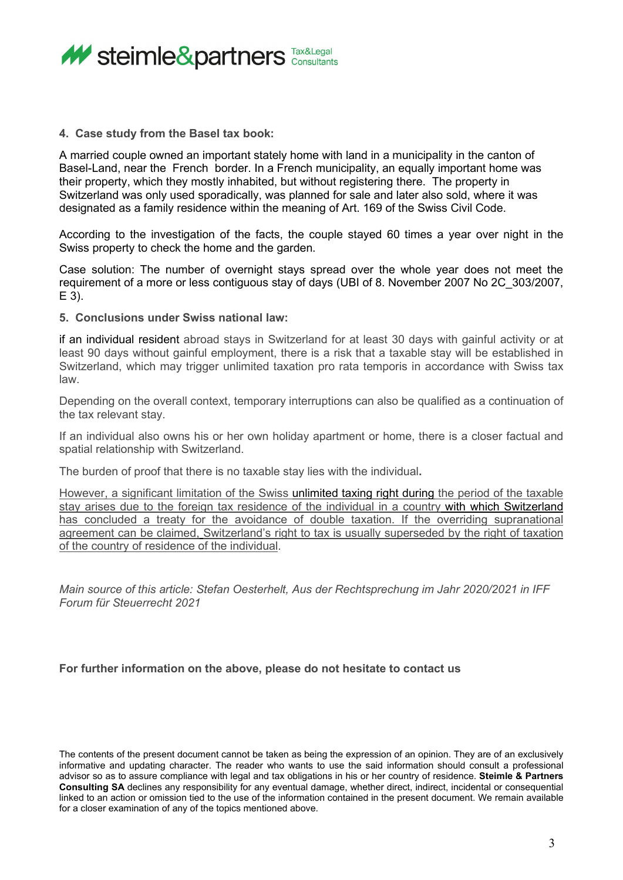**4. Case study from the Basel tax book:**

A married couple owned an important stately home with land in a municipality in the canton of Basel-Land, near the French border. In a French municipality, an equally important home was their property, which they mostly inhabited, but without registering there. The property in Switzerland was only used sporadically, was planned for sale and later also sold, where it was designated as a family residence within the meaning of Art. 169 of the Swiss Civil Code.

According to the investigation of the facts, the couple stayed 60 times a year over night in the Swiss property to check the home and the garden.

Case solution: The number of overnight stays spread over the whole year does not meet the requirement of a more or less contiguous stay of days (UBI of 8. November 2007 No 2C_303/2007, E 3).

**5. Conclusions under Swiss national law:**

if an individual resident abroad stays in Switzerland for at least 30 days with gainful activity or at least 90 days without gainful employment, there is a risk that a taxable stay will be established in Switzerland, which may trigger unlimited taxation pro rata temporis in accordance with Swiss tax law.

Depending on the overall context, temporary interruptions can also be qualified as a continuation of the tax relevant stay.

If an individual also owns his or her own holiday apartment or home, there is a closer factual and spatial relationship with Switzerland.

The burden of proof that there is no taxable stay lies with the individual**.**

However, a significant limitation of the Swiss unlimited taxing right during the period of the taxable stay arises due to the foreign tax residence of the individual in a country with which Switzerland has concluded a treaty for the avoidance of double taxation. If the overriding supranational agreement can be claimed, Switzerland's right to tax is usually superseded by the right of taxation of the country of residence of the individual.

*Main source of this article: Stefan Oesterhelt, Aus der Rechtsprechung im Jahr 2020/2021 in IFF Forum für Steuerrecht 2021*

**For further information on the above, please do not hesitate to contact us**

The contents of the present document cannot be taken as being the expression of an opinion. They are of an exclusively informative and updating character. The reader who wants to use the said information should consult a professional advisor so as to assure compliance with legal and tax obligations in his or her country of residence. **Steimle & Partners Consulting SA** declines any responsibility for any eventual damage, whether direct, indirect, incidental or consequential linked to an action or omission tied to the use of the information contained in the present document. We remain available for a closer examination of any of the topics mentioned above.